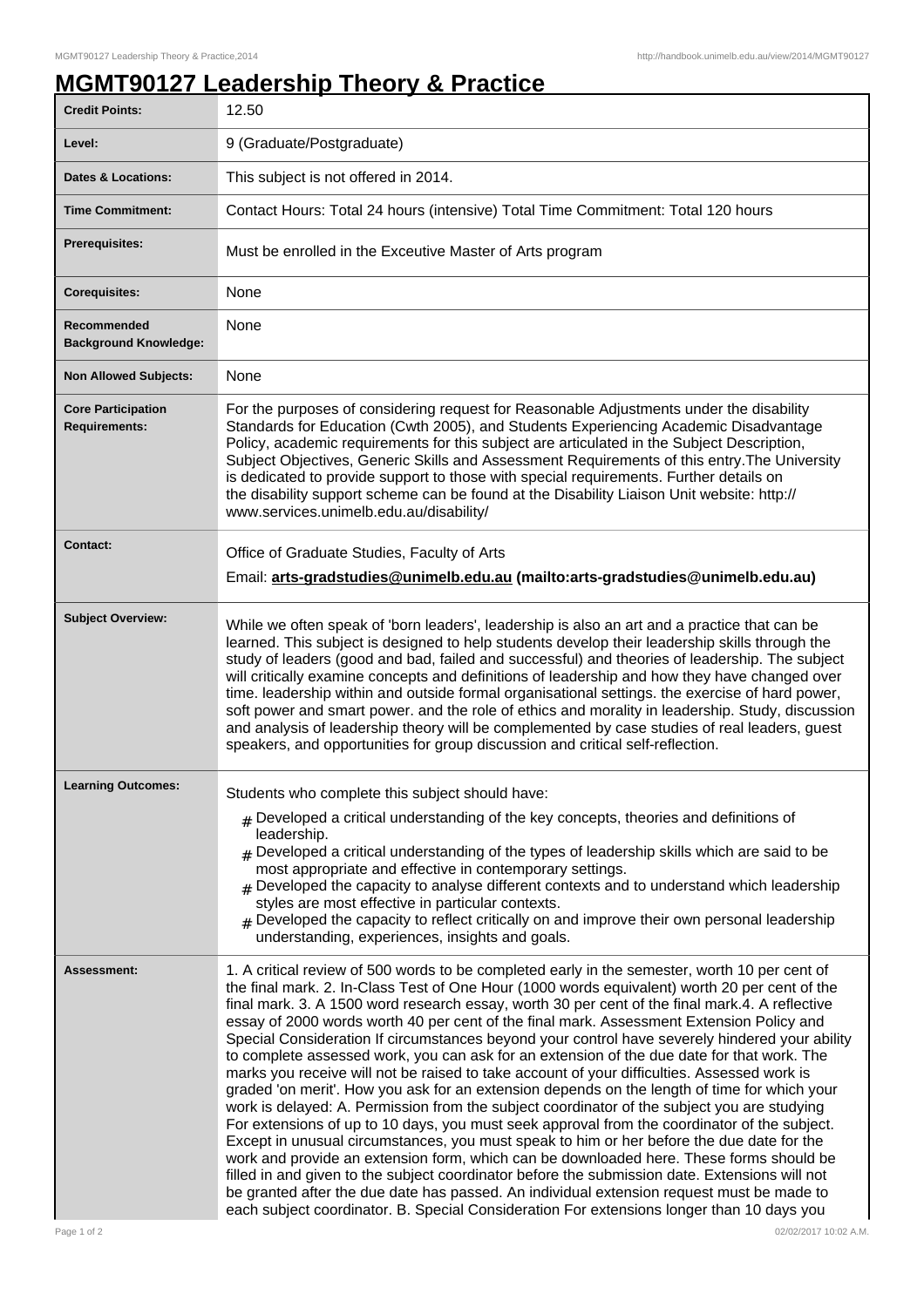# MGMT90127 Leadership Theory & Practice

| | |
|---|---|
| **Credit Points:** | 12.50 |
| **Level:** | 9 (Graduate/Postgraduate) |
| **Dates & Locations:** | This subject is not offered in 2014. |
| **Time Commitment:** | Contact Hours: Total 24 hours (intensive) Total Time Commitment: Total 120 hours |
| **Prerequisites:** | Must be enrolled in the Exceutive Master of Arts program |
| **Corequisites:** | None |
| **Recommended Background Knowledge:** | None |
| **Non Allowed Subjects:** | None |
| **Core Participation Requirements:** | For the purposes of considering request for Reasonable Adjustments under the disability Standards for Education (Cwth 2005), and Students Experiencing Academic Disadvantage Policy, academic requirements for this subject are articulated in the Subject Description, Subject Objectives, Generic Skills and Assessment Requirements of this entry.The University is dedicated to provide support to those with special requirements. Further details on the disability support scheme can be found at the Disability Liaison Unit website: http://www.services.unimelb.edu.au/disability/ |
| **Contact:** | Office of Graduate Studies, Faculty of Arts<br>Email: **arts-gradstudies@unimelb.edu.au (mailto:arts-gradstudies@unimelb.edu.au)** |
| **Subject Overview:** | While we often speak of 'born leaders', leadership is also an art and a practice that can be learned. This subject is designed to help students develop their leadership skills through the study of leaders (good and bad, failed and successful) and theories of leadership. The subject will critically examine concepts and definitions of leadership and how they have changed over time. leadership within and outside formal organisational settings. the exercise of hard power, soft power and smart power. and the role of ethics and morality in leadership. Study, discussion and analysis of leadership theory will be complemented by case studies of real leaders, guest speakers, and opportunities for group discussion and critical self-reflection. |
| **Learning Outcomes:** | Students who complete this subject should have:<br># Developed a critical understanding of the key concepts, theories and definitions of leadership.<br># Developed a critical understanding of the types of leadership skills which are said to be most appropriate and effective in contemporary settings.<br># Developed the capacity to analyse different contexts and to understand which leadership styles are most effective in particular contexts.<br># Developed the capacity to reflect critically on and improve their own personal leadership understanding, experiences, insights and goals. |
| **Assessment:** | 1. A critical review of 500 words to be completed early in the semester, worth 10 per cent of the final mark. 2. In-Class Test of One Hour (1000 words equivalent) worth 20 per cent of the final mark. 3. A 1500 word research essay, worth 30 per cent of the final mark.4. A reflective essay of 2000 words worth 40 per cent of the final mark. Assessment Extension Policy and Special Consideration If circumstances beyond your control have severely hindered your ability to complete assessed work, you can ask for an extension of the due date for that work. The marks you receive will not be raised to take account of your difficulties. Assessed work is graded 'on merit'. How you ask for an extension depends on the length of time for which your work is delayed: A. Permission from the subject coordinator of the subject you are studying For extensions of up to 10 days, you must seek approval from the coordinator of the subject. Except in unusual circumstances, you must speak to him or her before the due date for the work and provide an extension form, which can be downloaded here. These forms should be filled in and given to the subject coordinator before the submission date. Extensions will not be granted after the due date has passed. An individual extension request must be made to each subject coordinator. B. Special Consideration For extensions longer than 10 days you |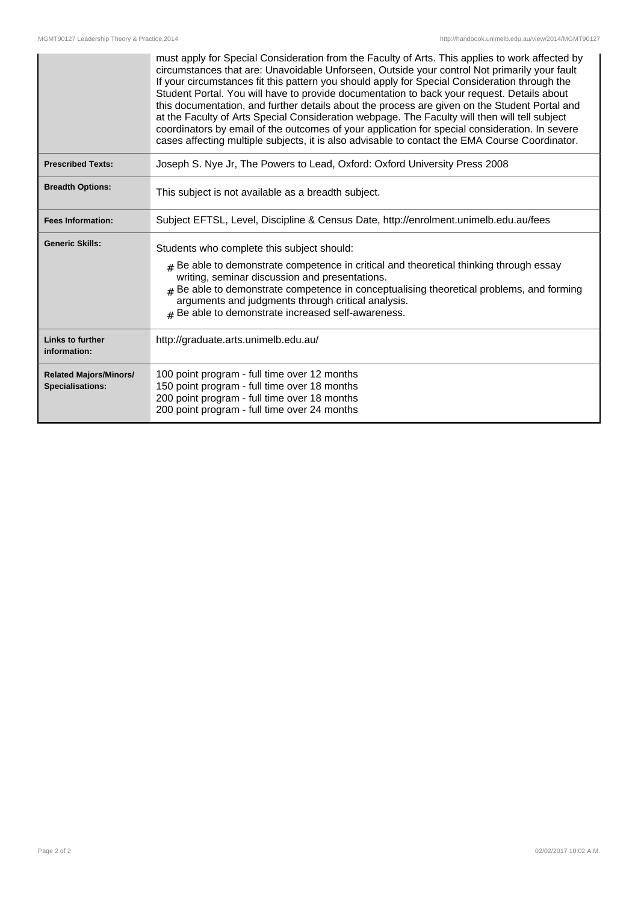| | |
|---|---|
| | must apply for Special Consideration from the Faculty of Arts. This applies to work affected by circumstances that are: Unavoidable Unforseen, Outside your control Not primarily your fault If your circumstances fit this pattern you should apply for Special Consideration through the Student Portal. You will have to provide documentation to back your request. Details about this documentation, and further details about the process are given on the Student Portal and at the Faculty of Arts Special Consideration webpage. The Faculty will then will tell subject coordinators by email of the outcomes of your application for special consideration. In severe cases affecting multiple subjects, it is also advisable to contact the EMA Course Coordinator. |
| **Prescribed Texts:** | Joseph S. Nye Jr, The Powers to Lead, Oxford: Oxford University Press 2008 |
| **Breadth Options:** | This subject is not available as a breadth subject. |
| **Fees Information:** | Subject EFTSL, Level, Discipline & Census Date, http://enrolment.unimelb.edu.au/fees |
| **Generic Skills:** | Students who complete this subject should: <br> # Be able to demonstrate competence in critical and theoretical thinking through essay writing, seminar discussion and presentations. <br> # Be able to demonstrate competence in conceptualising theoretical problems, and forming arguments and judgments through critical analysis. <br> # Be able to demonstrate increased self-awareness. |
| **Links to further information:** | http://graduate.arts.unimelb.edu.au/ |
| **Related Majors/Minors/ Specialisations:** | 100 point program - full time over 12 months <br> 150 point program - full time over 18 months <br> 200 point program - full time over 18 months <br> 200 point program - full time over 24 months |